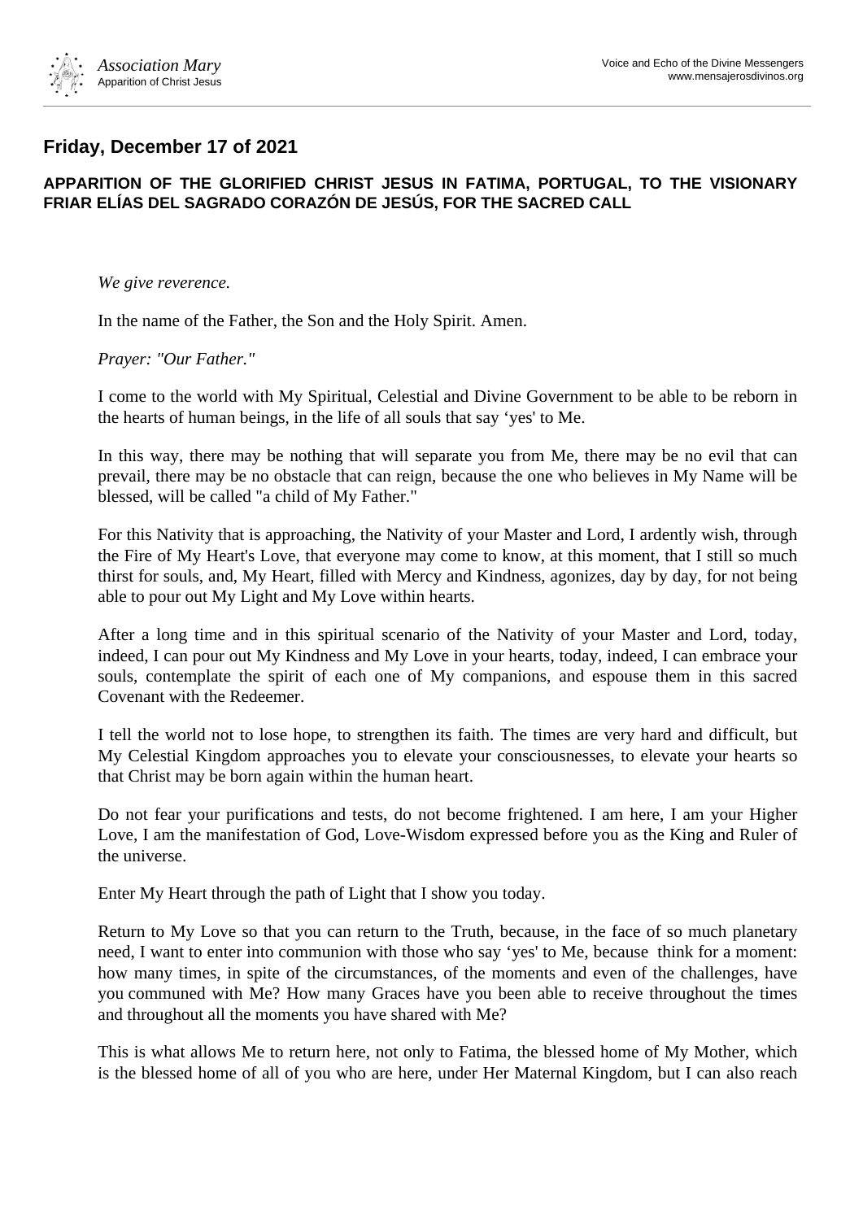## Friday, December 17 of 2021

### APPARITION OF THE GLORIFIED CHRIST JESUS IN FATIMA, PORTUGAL, TO THE VISIONARY FRIAR ELÍAS DEL SAGRADO CORAZÓN DE JESÚS, FOR THE SACRED CALL

*We give reverence.*

In the name of the Father, the Son and the Holy Spirit. Amen.

*Prayer: "Our Father."*

I come to the world with My Spiritual, Celestial and Divine Government to be able to be reborn in the hearts of human beings, in the life of all souls that say 'yes' to Me.

In this way, there may be nothing that will separate you from Me, there may be no evil that can prevail, there may be no obstacle that can reign, because the one who believes in My Name will be blessed, will be called "a child of My Father."

For this Nativity that is approaching, the Nativity of your Master and Lord, I ardently wish, through the Fire of My Heart's Love, that everyone may come to know, at this moment, that I still so much thirst for souls, and, My Heart, filled with Mercy and Kindness, agonizes, day by day, for not being able to pour out My Light and My Love within hearts.

After a long time and in this spiritual scenario of the Nativity of your Master and Lord, today, indeed, I can pour out My Kindness and My Love in your hearts, today, indeed, I can embrace your souls, contemplate the spirit of each one of My companions, and espouse them in this sacred Covenant with the Redeemer.

I tell the world not to lose hope, to strengthen its faith. The times are very hard and difficult, but My Celestial Kingdom approaches you to elevate your consciousnesses, to elevate your hearts so that Christ may be born again within the human heart.

Do not fear your purifications and tests, do not become frightened. I am here, I am your Higher Love, I am the manifestation of God, Love-Wisdom expressed before you as the King and Ruler of the universe.

Enter My Heart through the path of Light that I show you today.

Return to My Love so that you can return to the Truth, because, in the face of so much planetary need, I want to enter into communion with those who say 'yes' to Me, because think for a moment: how many times, in spite of the circumstances, of the moments and even of the challenges, have you communed with Me? How many Graces have you been able to receive throughout the times and throughout all the moments you have shared with Me?

This is what allows Me to return here, not only to Fatima, the blessed home of My Mother, which is the blessed home of all of you who are here, under Her Maternal Kingdom, but I can also reach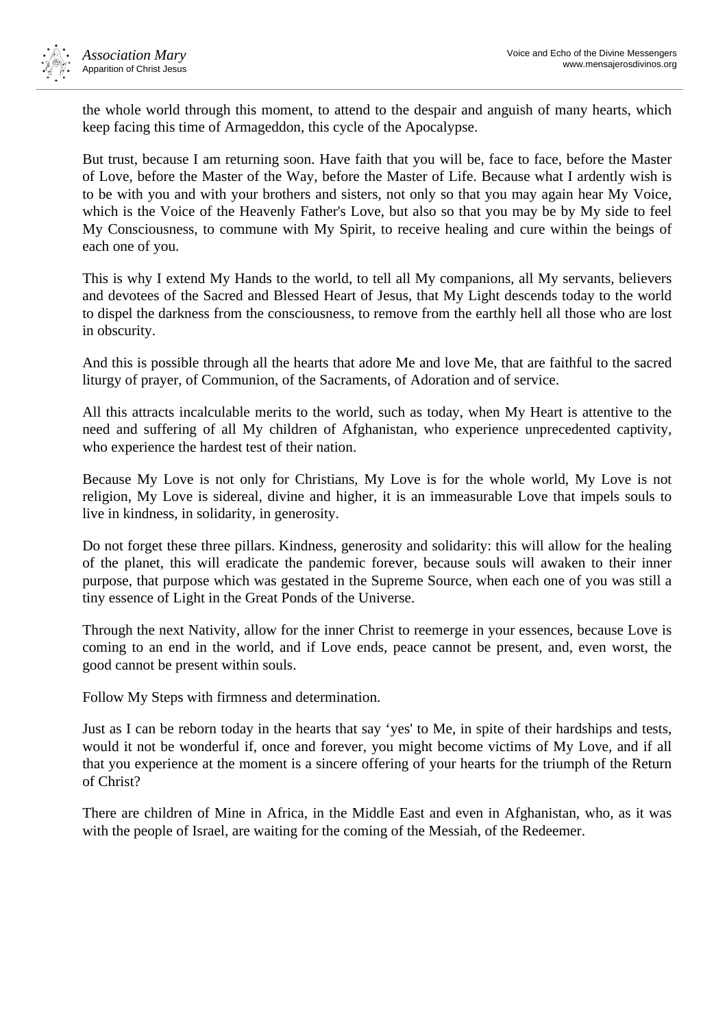the whole world through this moment, to attend to the despair and anguish of many hearts, which keep facing this time of Armageddon, this cycle of the Apocalypse.

But trust, because I am returning soon. Have faith that you will be, face to face, before the Master of Love, before the Master of the Way, before the Master of Life. Because what I ardently wish is to be with you and with your brothers and sisters, not only so that you may again hear My Voice, which is the Voice of the Heavenly Father's Love, but also so that you may be by My side to feel My Consciousness, to commune with My Spirit, to receive healing and cure within the beings of each one of you.

This is why I extend My Hands to the world, to tell all My companions, all My servants, believers and devotees of the Sacred and Blessed Heart of Jesus, that My Light descends today to the world to dispel the darkness from the consciousness, to remove from the earthly hell all those who are lost in obscurity.

And this is possible through all the hearts that adore Me and love Me, that are faithful to the sacred liturgy of prayer, of Communion, of the Sacraments, of Adoration and of service.

All this attracts incalculable merits to the world, such as today, when My Heart is attentive to the need and suffering of all My children of Afghanistan, who experience unprecedented captivity, who experience the hardest test of their nation.

Because My Love is not only for Christians, My Love is for the whole world, My Love is not religion, My Love is sidereal, divine and higher, it is an immeasurable Love that impels souls to live in kindness, in solidarity, in generosity.

Do not forget these three pillars. Kindness, generosity and solidarity: this will allow for the healing of the planet, this will eradicate the pandemic forever, because souls will awaken to their inner purpose, that purpose which was gestated in the Supreme Source, when each one of you was still a tiny essence of Light in the Great Ponds of the Universe.

Through the next Nativity, allow for the inner Christ to reemerge in your essences, because Love is coming to an end in the world, and if Love ends, peace cannot be present, and, even worst, the good cannot be present within souls.

Follow My Steps with firmness and determination.

Just as I can be reborn today in the hearts that say 'yes' to Me, in spite of their hardships and tests, would it not be wonderful if, once and forever, you might become victims of My Love, and if all that you experience at the moment is a sincere offering of your hearts for the triumph of the Return of Christ?

There are children of Mine in Africa, in the Middle East and even in Afghanistan, who, as it was with the people of Israel, are waiting for the coming of the Messiah, of the Redeemer.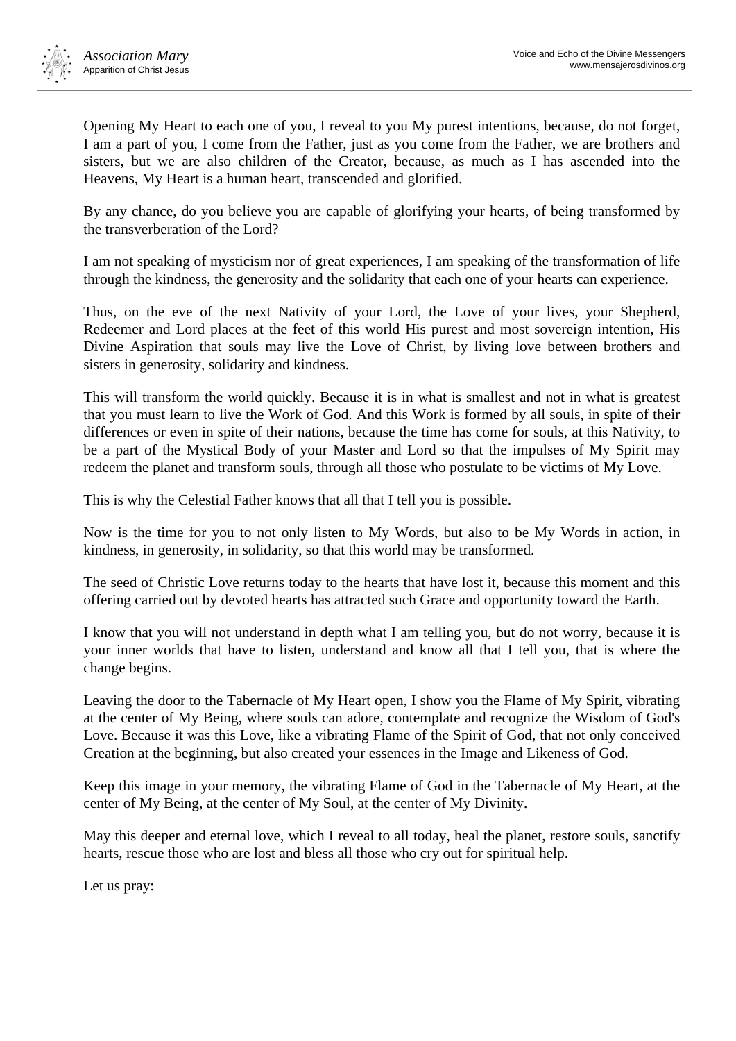Opening My Heart to each one of you, I reveal to you My purest intentions, because, do not forget, I am a part of you, I come from the Father, just as you come from the Father, we are brothers and sisters, but we are also children of the Creator, because, as much as I has ascended into the Heavens, My Heart is a human heart, transcended and glorified.

By any chance, do you believe you are capable of glorifying your hearts, of being transformed by the transverberation of the Lord?

I am not speaking of mysticism nor of great experiences, I am speaking of the transformation of life through the kindness, the generosity and the solidarity that each one of your hearts can experience.

Thus, on the eve of the next Nativity of your Lord, the Love of your lives, your Shepherd, Redeemer and Lord places at the feet of this world His purest and most sovereign intention, His Divine Aspiration that souls may live the Love of Christ, by living love between brothers and sisters in generosity, solidarity and kindness.

This will transform the world quickly. Because it is in what is smallest and not in what is greatest that you must learn to live the Work of God. And this Work is formed by all souls, in spite of their differences or even in spite of their nations, because the time has come for souls, at this Nativity, to be a part of the Mystical Body of your Master and Lord so that the impulses of My Spirit may redeem the planet and transform souls, through all those who postulate to be victims of My Love.

This is why the Celestial Father knows that all that I tell you is possible.

Now is the time for you to not only listen to My Words, but also to be My Words in action, in kindness, in generosity, in solidarity, so that this world may be transformed.

The seed of Christic Love returns today to the hearts that have lost it, because this moment and this offering carried out by devoted hearts has attracted such Grace and opportunity toward the Earth.

I know that you will not understand in depth what I am telling you, but do not worry, because it is your inner worlds that have to listen, understand and know all that I tell you, that is where the change begins.

Leaving the door to the Tabernacle of My Heart open, I show you the Flame of My Spirit, vibrating at the center of My Being, where souls can adore, contemplate and recognize the Wisdom of God's Love. Because it was this Love, like a vibrating Flame of the Spirit of God, that not only conceived Creation at the beginning, but also created your essences in the Image and Likeness of God.

Keep this image in your memory, the vibrating Flame of God in the Tabernacle of My Heart, at the center of My Being, at the center of My Soul, at the center of My Divinity.

May this deeper and eternal love, which I reveal to all today, heal the planet, restore souls, sanctify hearts, rescue those who are lost and bless all those who cry out for spiritual help.

Let us pray: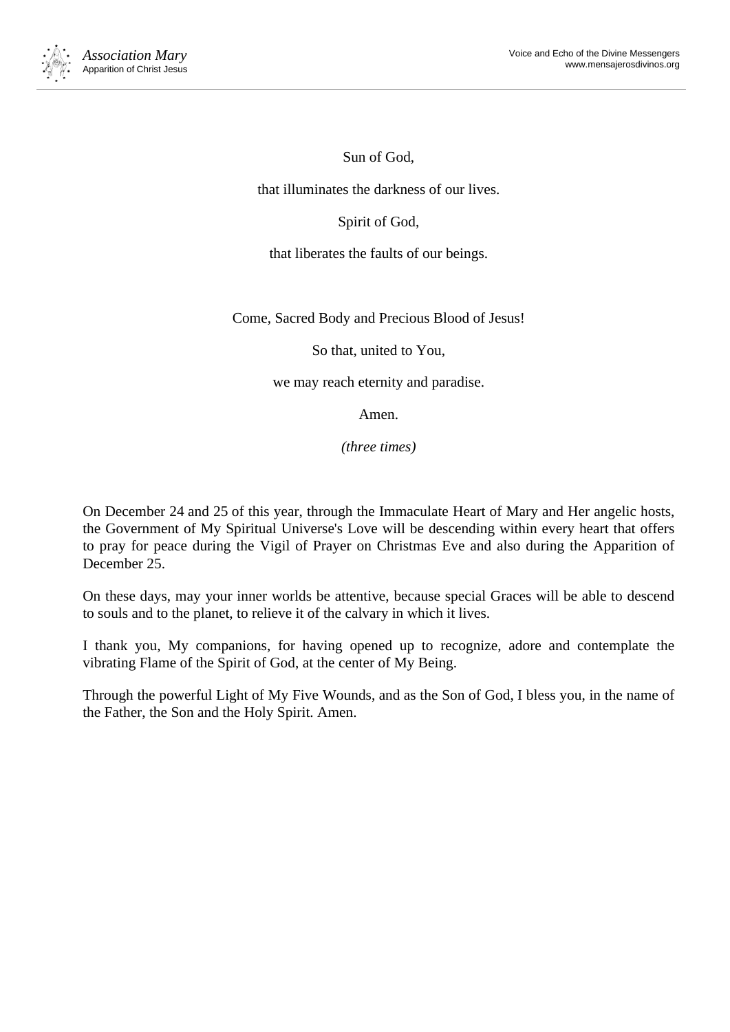Sun of God,

that illuminates the darkness of our lives.

Spirit of God,

that liberates the faults of our beings.

Come, Sacred Body and Precious Blood of Jesus!

So that, united to You,

we may reach eternity and paradise.

Amen.

*(three times)*

On December 24 and 25 of this year, through the Immaculate Heart of Mary and Her angelic hosts, the Government of My Spiritual Universe's Love will be descending within every heart that offers to pray for peace during the Vigil of Prayer on Christmas Eve and also during the Apparition of December 25.

On these days, may your inner worlds be attentive, because special Graces will be able to descend to souls and to the planet, to relieve it of the calvary in which it lives.

I thank you, My companions, for having opened up to recognize, adore and contemplate the vibrating Flame of the Spirit of God, at the center of My Being.

Through the powerful Light of My Five Wounds, and as the Son of God, I bless you, in the name of the Father, the Son and the Holy Spirit. Amen.